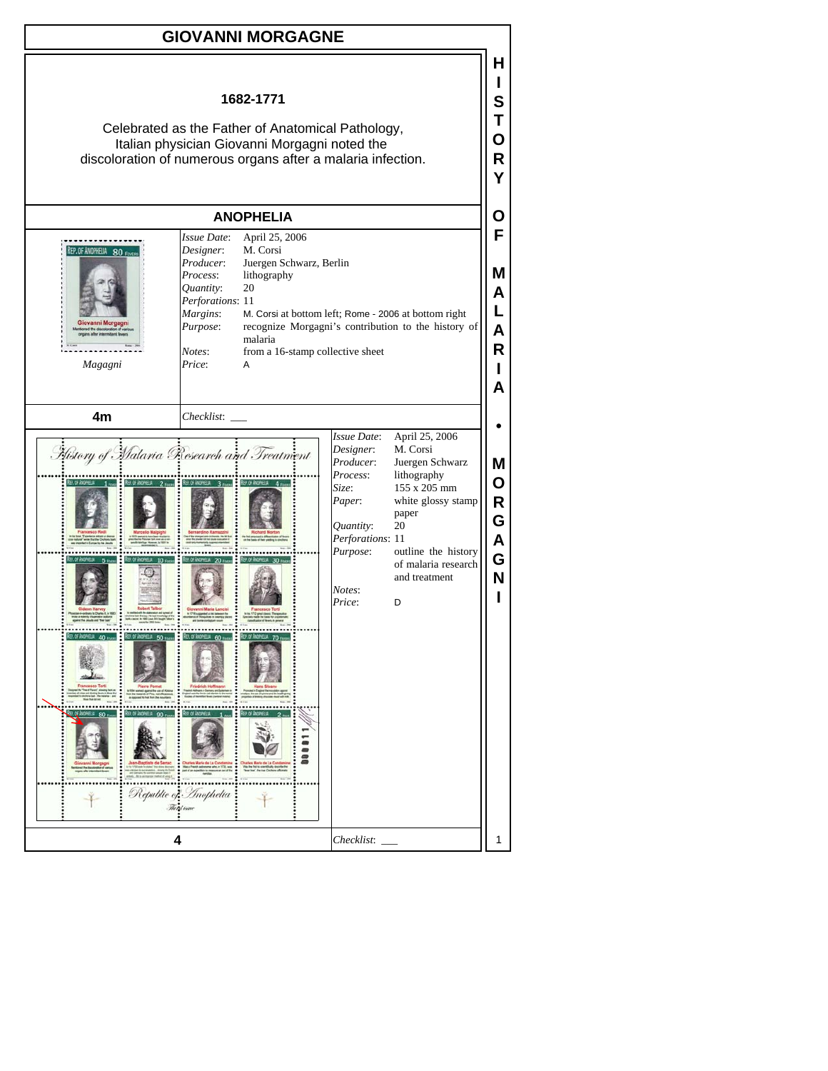# GIOVANNI MORGAGNE

**1682-1771**

Celebrated as the Father of Anatomical Pathology, Italian physician Giovanni Morgagni noted the discoloration of numerous organs after a malaria infection.

## ANOPHELIA

*Magagni*

*Issue Date*: April 25, 2006
*Designer*: M. Corsi
*Producer*: Juergen Schwarz, Berlin
*Process*: lithography
*Quantity*: 20
*Perforations*: 11
*Margins*: M. Corsi at bottom left; Rome - 2006 at bottom right
*Purpose*: recognize Morgagni's contribution to the history of malaria
*Notes*: from a 16-stamp collective sheet
*Price*: A

**4m**

*Checklist*: ___

*Issue Date*: April 25, 2006
*Designer*: M. Corsi
*Producer*: Juergen Schwarz
*Process*: lithography
*Size*: 155 x 205 mm
*Paper*: white glossy stamp paper
*Quantity*: 20
*Perforations*: 11
*Purpose*: outline the history of malaria research and treatment
*Notes*:
*Price*: D

**4**

*Checklist*: ___

HISTORY OF MALARIA • MORGAGNI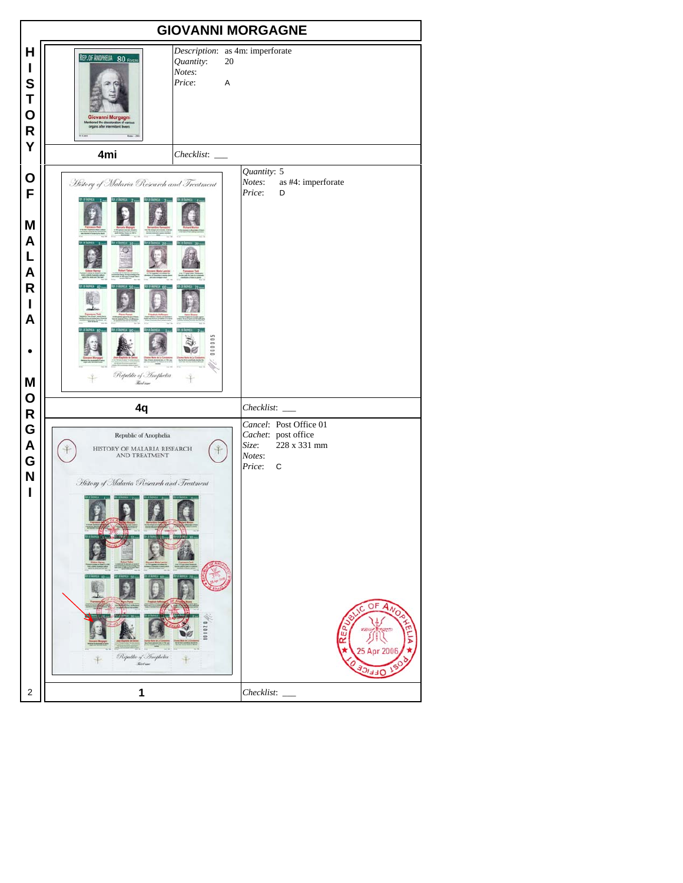# GIOVANNI MORGAGNE

HISTORY OF MALARIA • MORGAGNI

| | |
|---|---|
| *Description*: as 4m: imperforate<br>*Quantity*: 20<br>*Notes*:<br>*Price*: A | |
| **4mi** | *Checklist*: ___ |

| | |
|---|---|
| | *Quantity*: 5<br>*Notes*: as #4: imperforate<br>*Price*: D |
| **4q** | *Checklist*: ___ |

| | |
|---|---|
| | *Cancel*: Post Office 01<br>*Cachet*: post office<br>*Size*: 228 x 331 mm<br>*Notes*:<br>*Price*: C |
| **1** | *Checklist*: ___ |